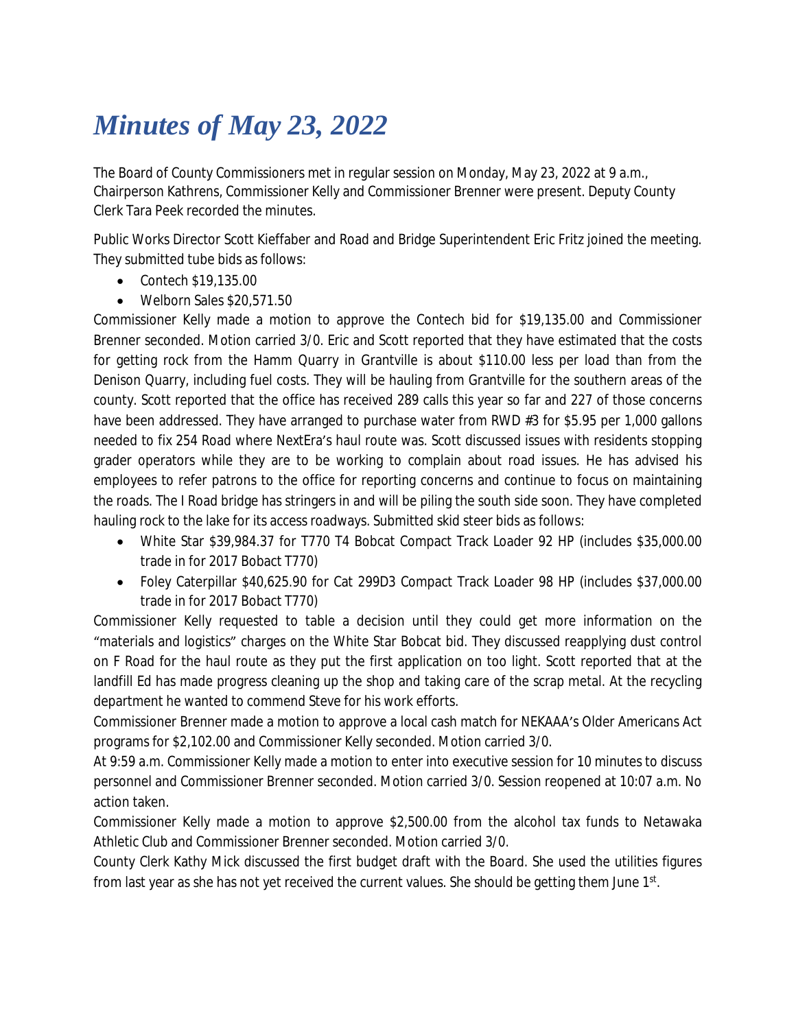# *Minutes of May 23, 2022*

The Board of County Commissioners met in regular session on Monday, May 23, 2022 at 9 a.m., Chairperson Kathrens, Commissioner Kelly and Commissioner Brenner were present. Deputy County Clerk Tara Peek recorded the minutes.

Public Works Director Scott Kieffaber and Road and Bridge Superintendent Eric Fritz joined the meeting. They submitted tube bids as follows:

- Contech $19,135.00
- Welborn Sales $20,571.50

Commissioner Kelly made a motion to approve the Contech bid for $19,135.00 and Commissioner Brenner seconded. Motion carried 3/0. Eric and Scott reported that they have estimated that the costs for getting rock from the Hamm Quarry in Grantville is about $110.00 less per load than from the Denison Quarry, including fuel costs. They will be hauling from Grantville for the southern areas of the county. Scott reported that the office has received 289 calls this year so far and 227 of those concerns have been addressed. They have arranged to purchase water from RWD #3 for $5.95 per 1,000 gallons needed to fix 254 Road where NextEra's haul route was. Scott discussed issues with residents stopping grader operators while they are to be working to complain about road issues. He has advised his employees to refer patrons to the office for reporting concerns and continue to focus on maintaining the roads. The I Road bridge has stringers in and will be piling the south side soon. They have completed hauling rock to the lake for its access roadways. Submitted skid steer bids as follows:

- White Star $39,984.37 for T770 T4 Bobcat Compact Track Loader 92 HP (includes $35,000.00 trade in for 2017 Bobact T770)
- Foley Caterpillar $40,625.90 for Cat 299D3 Compact Track Loader 98 HP (includes $37,000.00 trade in for 2017 Bobact T770)

Commissioner Kelly requested to table a decision until they could get more information on the "materials and logistics" charges on the White Star Bobcat bid. They discussed reapplying dust control on F Road for the haul route as they put the first application on too light. Scott reported that at the landfill Ed has made progress cleaning up the shop and taking care of the scrap metal. At the recycling department he wanted to commend Steve for his work efforts.

Commissioner Brenner made a motion to approve a local cash match for NEKAAA's Older Americans Act programs for $2,102.00 and Commissioner Kelly seconded. Motion carried 3/0.

At 9:59 a.m. Commissioner Kelly made a motion to enter into executive session for 10 minutes to discuss personnel and Commissioner Brenner seconded. Motion carried 3/0. Session reopened at 10:07 a.m. No action taken.

Commissioner Kelly made a motion to approve $2,500.00 from the alcohol tax funds to Netawaka Athletic Club and Commissioner Brenner seconded. Motion carried 3/0.

County Clerk Kathy Mick discussed the first budget draft with the Board. She used the utilities figures from last year as she has not yet received the current values. She should be getting them June 1st.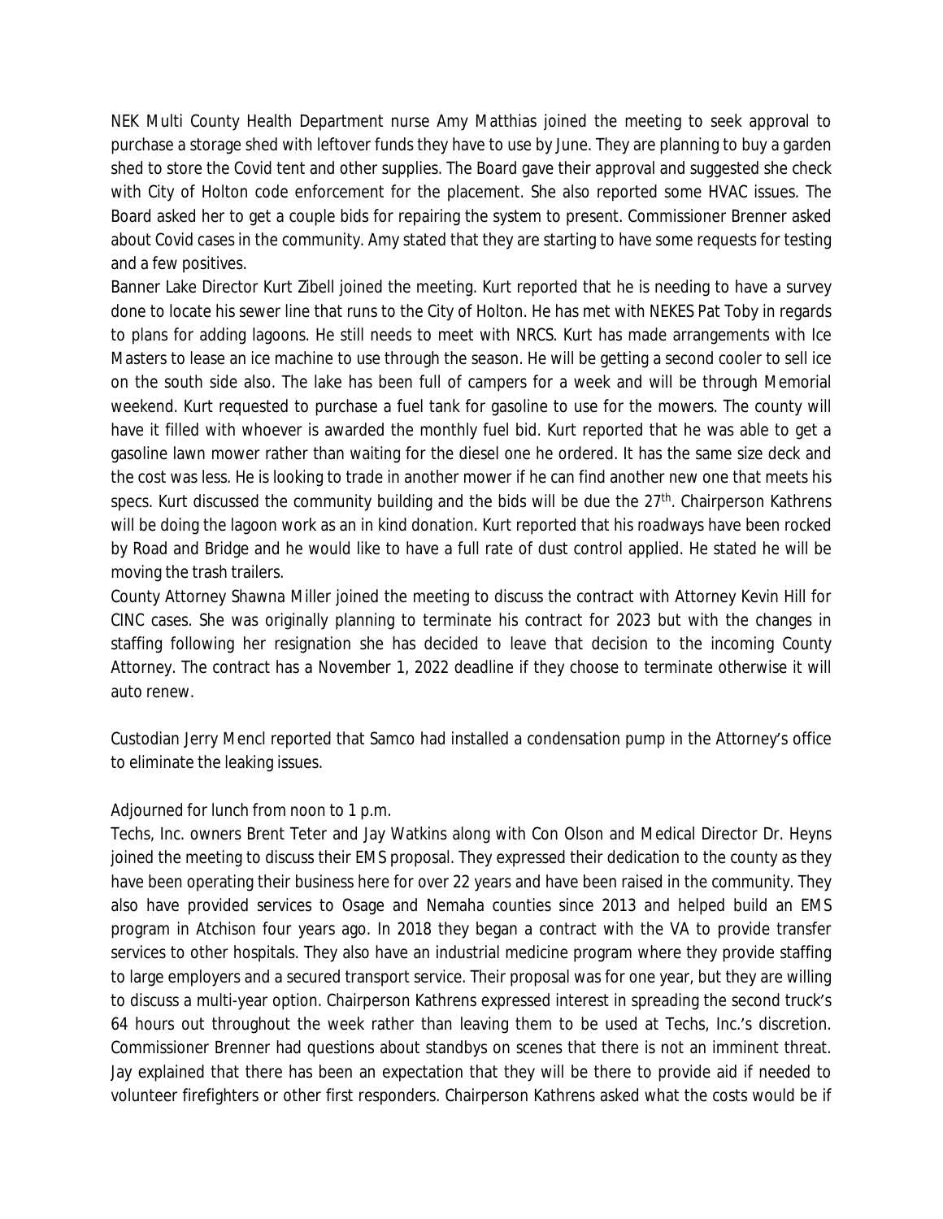NEK Multi County Health Department nurse Amy Matthias joined the meeting to seek approval to purchase a storage shed with leftover funds they have to use by June. They are planning to buy a garden shed to store the Covid tent and other supplies. The Board gave their approval and suggested she check with City of Holton code enforcement for the placement. She also reported some HVAC issues. The Board asked her to get a couple bids for repairing the system to present. Commissioner Brenner asked about Covid cases in the community. Amy stated that they are starting to have some requests for testing and a few positives.

Banner Lake Director Kurt Zibell joined the meeting. Kurt reported that he is needing to have a survey done to locate his sewer line that runs to the City of Holton. He has met with NEKES Pat Toby in regards to plans for adding lagoons. He still needs to meet with NRCS. Kurt has made arrangements with Ice Masters to lease an ice machine to use through the season. He will be getting a second cooler to sell ice on the south side also. The lake has been full of campers for a week and will be through Memorial weekend. Kurt requested to purchase a fuel tank for gasoline to use for the mowers. The county will have it filled with whoever is awarded the monthly fuel bid. Kurt reported that he was able to get a gasoline lawn mower rather than waiting for the diesel one he ordered. It has the same size deck and the cost was less. He is looking to trade in another mower if he can find another new one that meets his specs. Kurt discussed the community building and the bids will be due the 27th. Chairperson Kathrens will be doing the lagoon work as an in kind donation. Kurt reported that his roadways have been rocked by Road and Bridge and he would like to have a full rate of dust control applied. He stated he will be moving the trash trailers.

County Attorney Shawna Miller joined the meeting to discuss the contract with Attorney Kevin Hill for CINC cases. She was originally planning to terminate his contract for 2023 but with the changes in staffing following her resignation she has decided to leave that decision to the incoming County Attorney. The contract has a November 1, 2022 deadline if they choose to terminate otherwise it will auto renew.

Custodian Jerry Mencl reported that Samco had installed a condensation pump in the Attorney's office to eliminate the leaking issues.

Adjourned for lunch from noon to 1 p.m.

Techs, Inc. owners Brent Teter and Jay Watkins along with Con Olson and Medical Director Dr. Heyns joined the meeting to discuss their EMS proposal. They expressed their dedication to the county as they have been operating their business here for over 22 years and have been raised in the community. They also have provided services to Osage and Nemaha counties since 2013 and helped build an EMS program in Atchison four years ago. In 2018 they began a contract with the VA to provide transfer services to other hospitals. They also have an industrial medicine program where they provide staffing to large employers and a secured transport service. Their proposal was for one year, but they are willing to discuss a multi-year option. Chairperson Kathrens expressed interest in spreading the second truck's 64 hours out throughout the week rather than leaving them to be used at Techs, Inc.'s discretion. Commissioner Brenner had questions about standbys on scenes that there is not an imminent threat. Jay explained that there has been an expectation that they will be there to provide aid if needed to volunteer firefighters or other first responders. Chairperson Kathrens asked what the costs would be if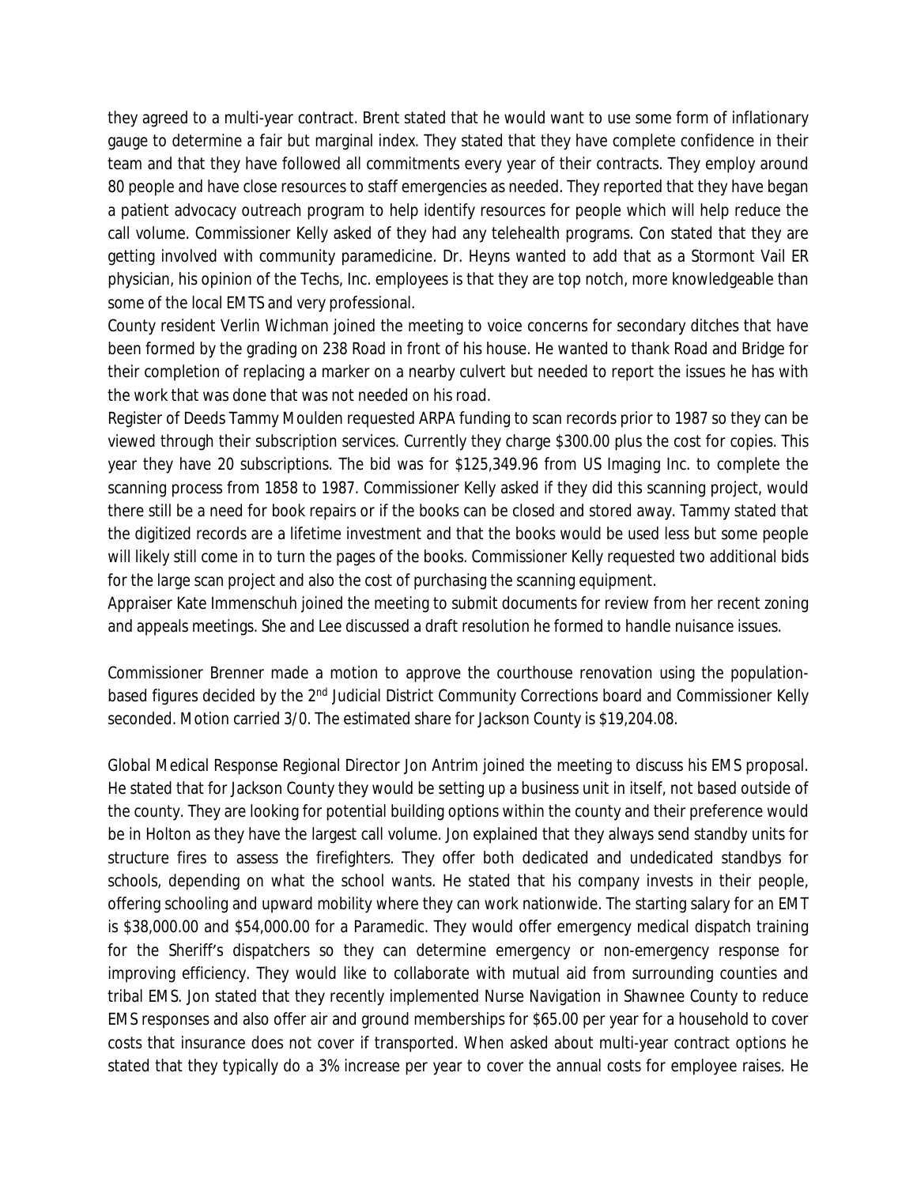they agreed to a multi-year contract. Brent stated that he would want to use some form of inflationary gauge to determine a fair but marginal index. They stated that they have complete confidence in their team and that they have followed all commitments every year of their contracts. They employ around 80 people and have close resources to staff emergencies as needed. They reported that they have began a patient advocacy outreach program to help identify resources for people which will help reduce the call volume. Commissioner Kelly asked of they had any telehealth programs. Con stated that they are getting involved with community paramedicine. Dr. Heyns wanted to add that as a Stormont Vail ER physician, his opinion of the Techs, Inc. employees is that they are top notch, more knowledgeable than some of the local EMTS and very professional.

County resident Verlin Wichman joined the meeting to voice concerns for secondary ditches that have been formed by the grading on 238 Road in front of his house. He wanted to thank Road and Bridge for their completion of replacing a marker on a nearby culvert but needed to report the issues he has with the work that was done that was not needed on his road.

Register of Deeds Tammy Moulden requested ARPA funding to scan records prior to 1987 so they can be viewed through their subscription services. Currently they charge $300.00 plus the cost for copies. This year they have 20 subscriptions. The bid was for $125,349.96 from US Imaging Inc. to complete the scanning process from 1858 to 1987. Commissioner Kelly asked if they did this scanning project, would there still be a need for book repairs or if the books can be closed and stored away. Tammy stated that the digitized records are a lifetime investment and that the books would be used less but some people will likely still come in to turn the pages of the books. Commissioner Kelly requested two additional bids for the large scan project and also the cost of purchasing the scanning equipment.

Appraiser Kate Immenschuh joined the meeting to submit documents for review from her recent zoning and appeals meetings. She and Lee discussed a draft resolution he formed to handle nuisance issues.

Commissioner Brenner made a motion to approve the courthouse renovation using the population-based figures decided by the 2nd Judicial District Community Corrections board and Commissioner Kelly seconded. Motion carried 3/0. The estimated share for Jackson County is $19,204.08.

Global Medical Response Regional Director Jon Antrim joined the meeting to discuss his EMS proposal. He stated that for Jackson County they would be setting up a business unit in itself, not based outside of the county. They are looking for potential building options within the county and their preference would be in Holton as they have the largest call volume. Jon explained that they always send standby units for structure fires to assess the firefighters. They offer both dedicated and undedicated standbys for schools, depending on what the school wants. He stated that his company invests in their people, offering schooling and upward mobility where they can work nationwide. The starting salary for an EMT is $38,000.00 and $54,000.00 for a Paramedic. They would offer emergency medical dispatch training for the Sheriff's dispatchers so they can determine emergency or non-emergency response for improving efficiency. They would like to collaborate with mutual aid from surrounding counties and tribal EMS. Jon stated that they recently implemented Nurse Navigation in Shawnee County to reduce EMS responses and also offer air and ground memberships for $65.00 per year for a household to cover costs that insurance does not cover if transported. When asked about multi-year contract options he stated that they typically do a 3% increase per year to cover the annual costs for employee raises. He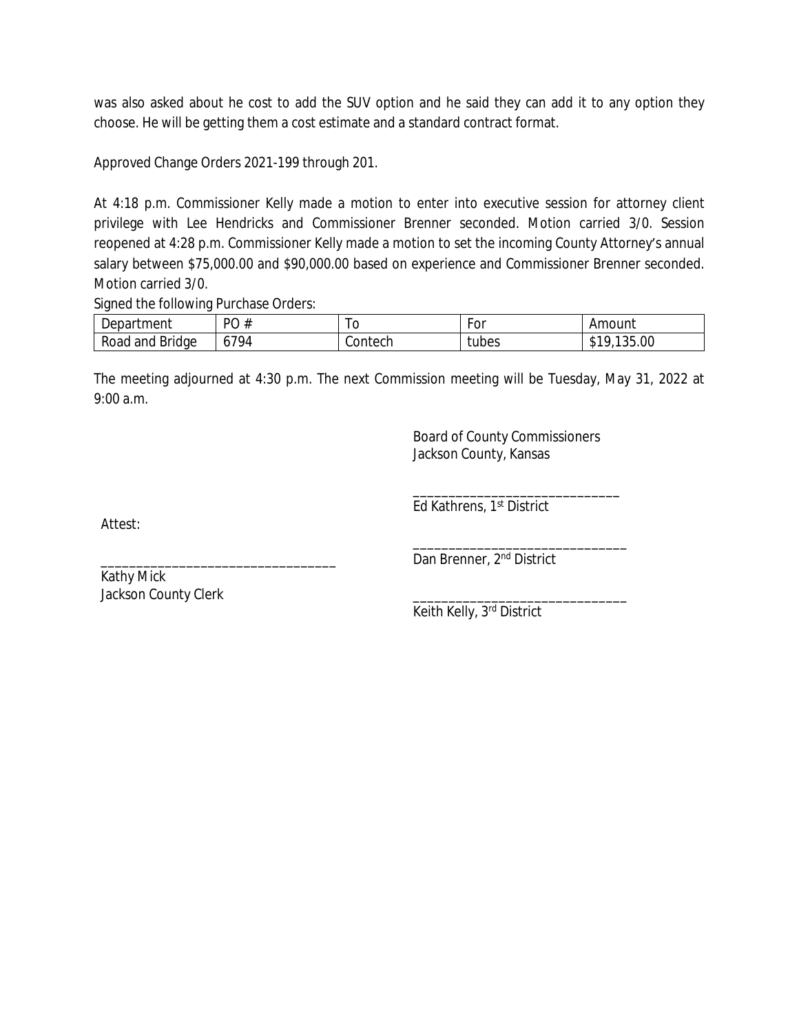was also asked about he cost to add the SUV option and he said they can add it to any option they choose. He will be getting them a cost estimate and a standard contract format.

Approved Change Orders 2021-199 through 201.

At 4:18 p.m. Commissioner Kelly made a motion to enter into executive session for attorney client privilege with Lee Hendricks and Commissioner Brenner seconded. Motion carried 3/0. Session reopened at 4:28 p.m. Commissioner Kelly made a motion to set the incoming County Attorney's annual salary between $75,000.00 and $90,000.00 based on experience and Commissioner Brenner seconded. Motion carried 3/0.

Signed the following Purchase Orders:

| Department | PO # | To | For | Amount |
|---|---|---|---|---|
| Road and Bridge | 6794 | Contech | tubes | $19,135.00 |

The meeting adjourned at 4:30 p.m. The next Commission meeting will be Tuesday, May 31, 2022 at 9:00 a.m.

Board of County Commissioners
Jackson County, Kansas

______________________________
Ed Kathrens, 1st District

______________________________
Dan Brenner, 2nd District

______________________________
Keith Kelly, 3rd District

Attest:

__________________________________
Kathy Mick
Jackson County Clerk